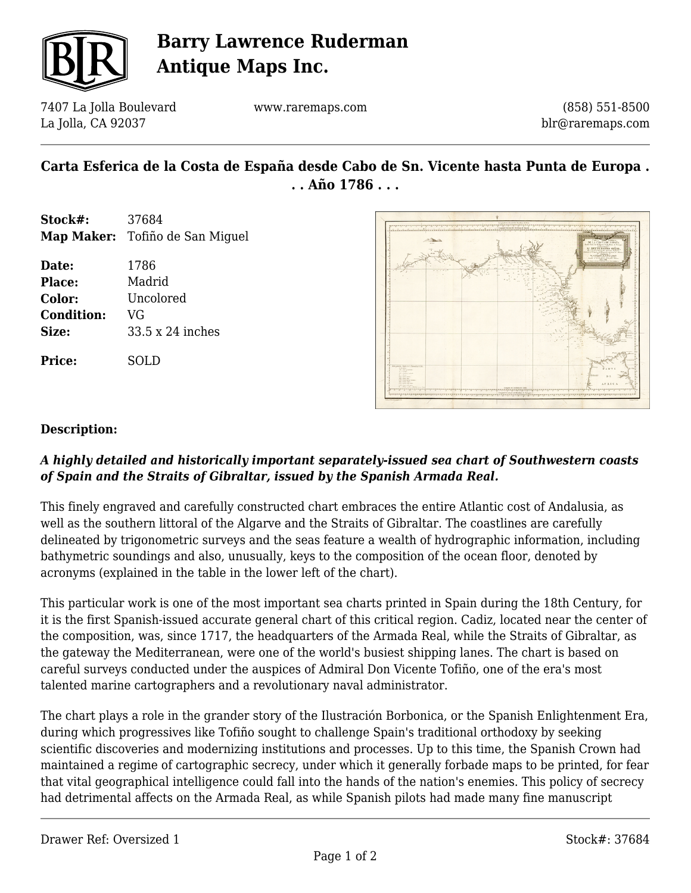# Barry Lawrence Ruderman Antique Maps Inc.

7407 La Jolla Boulevard
La Jolla, CA 92037

www.raremaps.com

(858) 551-8500
blr@raremaps.com

## Carta Esferica de la Costa de España desde Cabo de Sn. Vicente hasta Punta de Europa . . . Año 1786 . . .

| | |
|---|---|
| **Stock#:** | 37684 |
| **Map Maker:** | Tofiño de San Miguel |
| **Date:** | 1786 |
| **Place:** | Madrid |
| **Color:** | Uncolored |
| **Condition:** | VG |
| **Size:** | 33.5 x 24 inches |
| **Price:** | SOLD |

**Description:**

***A highly detailed and historically important separately-issued sea chart of Southwestern coasts of Spain and the Straits of Gibraltar, issued by the Spanish Armada Real.***

This finely engraved and carefully constructed chart embraces the entire Atlantic cost of Andalusia, as well as the southern littoral of the Algarve and the Straits of Gibraltar. The coastlines are carefully delineated by trigonometric surveys and the seas feature a wealth of hydrographic information, including bathymetric soundings and also, unusually, keys to the composition of the ocean floor, denoted by acronyms (explained in the table in the lower left of the chart).

This particular work is one of the most important sea charts printed in Spain during the 18th Century, for it is the first Spanish-issued accurate general chart of this critical region. Cadiz, located near the center of the composition, was, since 1717, the headquarters of the Armada Real, while the Straits of Gibraltar, as the gateway the Mediterranean, were one of the world's busiest shipping lanes. The chart is based on careful surveys conducted under the auspices of Admiral Don Vicente Tofiño, one of the era's most talented marine cartographers and a revolutionary naval administrator.

The chart plays a role in the grander story of the Ilustración Borbonica, or the Spanish Enlightenment Era, during which progressives like Tofiño sought to challenge Spain's traditional orthodoxy by seeking scientific discoveries and modernizing institutions and processes. Up to this time, the Spanish Crown had maintained a regime of cartographic secrecy, under which it generally forbade maps to be printed, for fear that vital geographical intelligence could fall into the hands of the nation's enemies. This policy of secrecy had detrimental affects on the Armada Real, as while Spanish pilots had made many fine manuscript

Drawer Ref: Oversized 1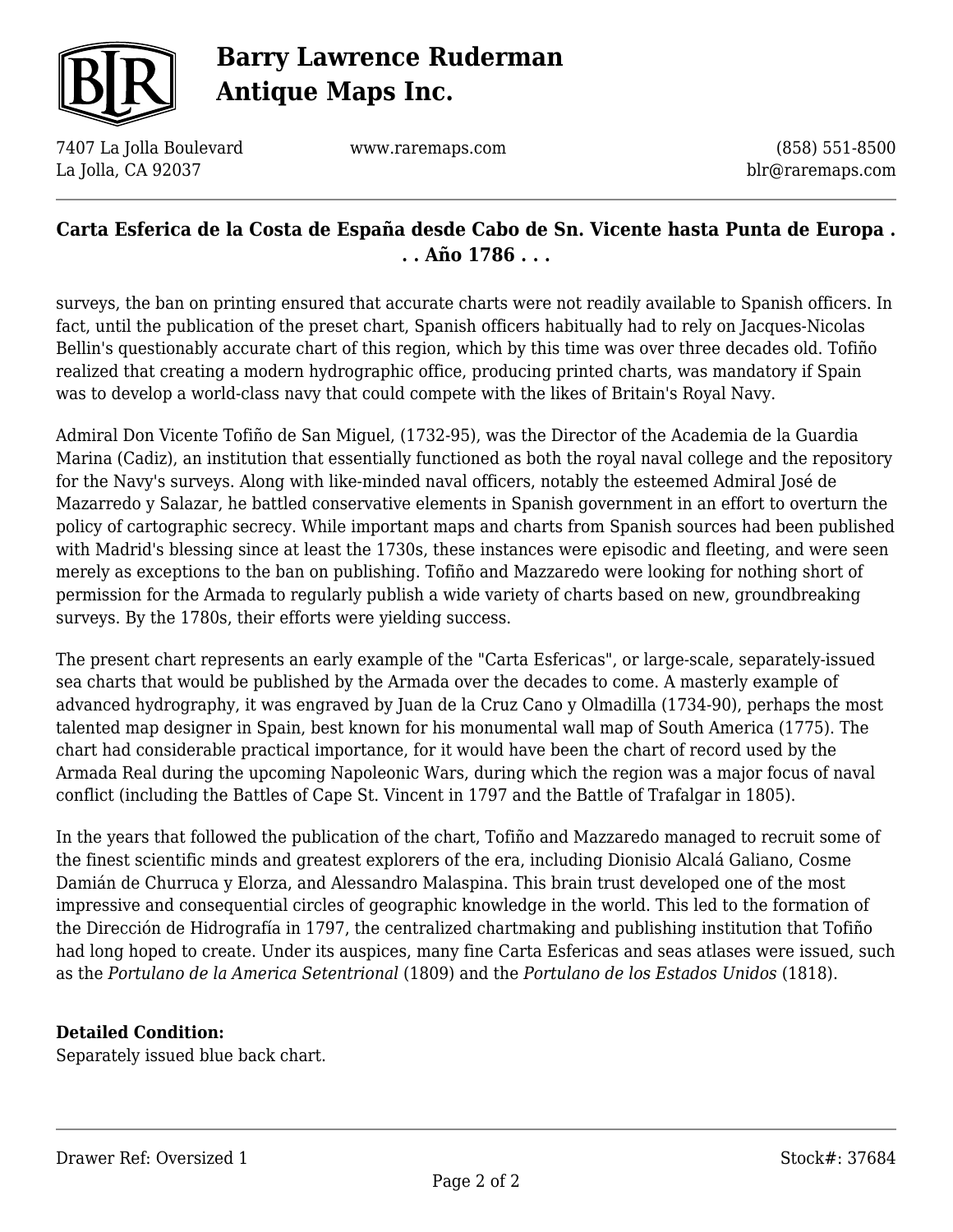surveys, the ban on printing ensured that accurate charts were not readily available to Spanish officers. In fact, until the publication of the preset chart, Spanish officers habitually had to rely on Jacques-Nicolas Bellin's questionably accurate chart of this region, which by this time was over three decades old. Tofiño realized that creating a modern hydrographic office, producing printed charts, was mandatory if Spain was to develop a world-class navy that could compete with the likes of Britain's Royal Navy.

Admiral Don Vicente Tofiño de San Miguel, (1732-95), was the Director of the Academia de la Guardia Marina (Cadiz), an institution that essentially functioned as both the royal naval college and the repository for the Navy's surveys. Along with like-minded naval officers, notably the esteemed Admiral José de Mazarredo y Salazar, he battled conservative elements in Spanish government in an effort to overturn the policy of cartographic secrecy. While important maps and charts from Spanish sources had been published with Madrid's blessing since at least the 1730s, these instances were episodic and fleeting, and were seen merely as exceptions to the ban on publishing. Tofiño and Mazzaredo were looking for nothing short of permission for the Armada to regularly publish a wide variety of charts based on new, groundbreaking surveys. By the 1780s, their efforts were yielding success.

The present chart represents an early example of the "Carta Esfericas", or large-scale, separately-issued sea charts that would be published by the Armada over the decades to come. A masterly example of advanced hydrography, it was engraved by Juan de la Cruz Cano y Olmadilla (1734-90), perhaps the most talented map designer in Spain, best known for his monumental wall map of South America (1775). The chart had considerable practical importance, for it would have been the chart of record used by the Armada Real during the upcoming Napoleonic Wars, during which the region was a major focus of naval conflict (including the Battles of Cape St. Vincent in 1797 and the Battle of Trafalgar in 1805).

In the years that followed the publication of the chart, Tofiño and Mazzaredo managed to recruit some of the finest scientific minds and greatest explorers of the era, including Dionisio Alcalá Galiano, Cosme Damián de Churruca y Elorza, and Alessandro Malaspina. This brain trust developed one of the most impressive and consequential circles of geographic knowledge in the world. This led to the formation of the Dirección de Hidrografía in 1797, the centralized chartmaking and publishing institution that Tofiño had long hoped to create. Under its auspices, many fine Carta Esfericas and seas atlases were issued, such as the *Portulano de la America Setentrional* (1809) and the *Portulano de los Estados Unidos* (1818).

**Detailed Condition:**
Separately issued blue back chart.

Drawer Ref: Oversized 1

Stock#: 37684